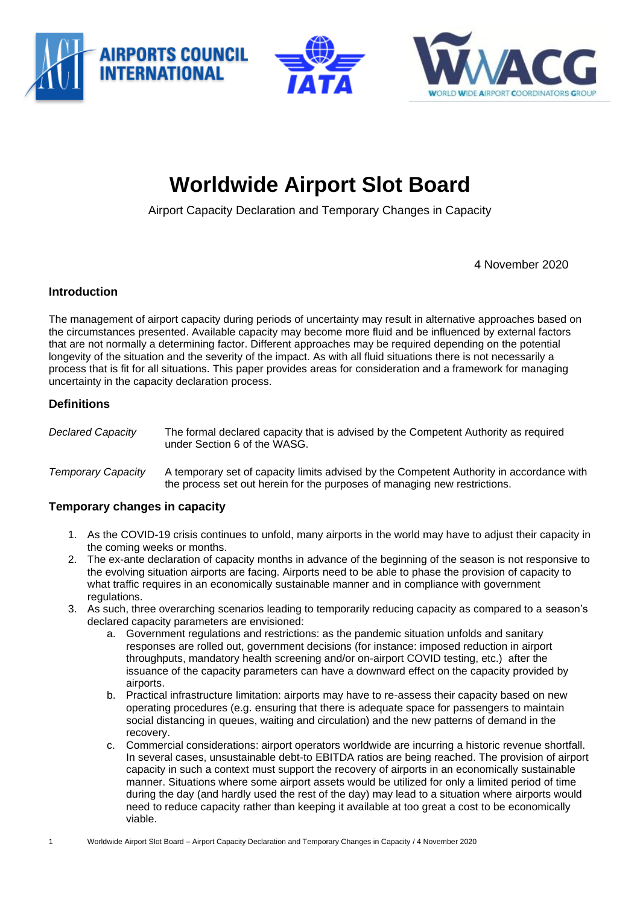# Worldwide Airport Slot Board

Airport Capacity Declaration and Temporary Changes in Capacity

4 November 2020

## Introduction

The management of airport capacity during periods of uncertainty may result in alternative approaches based on the circumstances presented. Available capacity may become more fluid and be influenced by external factors that are not normally a determining factor. Different approaches may be required depending on the potential longevity of the situation and the severity of the impact. As with all fluid situations there is not necessarily a process that is fit for all situations. This paper provides areas for consideration and a framework for managing uncertainty in the capacity declaration process.

## Definitions

| | |
|---|---|
| *Declared Capacity* | The formal declared capacity that is advised by the Competent Authority as required under Section 6 of the WASG. |
| *Temporary Capacity* | A temporary set of capacity limits advised by the Competent Authority in accordance with the process set out herein for the purposes of managing new restrictions. |

## Temporary changes in capacity

1. As the COVID-19 crisis continues to unfold, many airports in the world may have to adjust their capacity in the coming weeks or months.
2. The ex-ante declaration of capacity months in advance of the beginning of the season is not responsive to the evolving situation airports are facing. Airports need to be able to phase the provision of capacity to what traffic requires in an economically sustainable manner and in compliance with government regulations.
3. As such, three overarching scenarios leading to temporarily reducing capacity as compared to a season's declared capacity parameters are envisioned:
   a. Government regulations and restrictions: as the pandemic situation unfolds and sanitary responses are rolled out, government decisions (for instance: imposed reduction in airport throughputs, mandatory health screening and/or on-airport COVID testing, etc.) after the issuance of the capacity parameters can have a downward effect on the capacity provided by airports.
   b. Practical infrastructure limitation: airports may have to re-assess their capacity based on new operating procedures (e.g. ensuring that there is adequate space for passengers to maintain social distancing in queues, waiting and circulation) and the new patterns of demand in the recovery.
   c. Commercial considerations: airport operators worldwide are incurring a historic revenue shortfall. In several cases, unsustainable debt-to EBITDA ratios are being reached. The provision of airport capacity in such a context must support the recovery of airports in an economically sustainable manner. Situations where some airport assets would be utilized for only a limited period of time during the day (and hardly used the rest of the day) may lead to a situation where airports would need to reduce capacity rather than keeping it available at too great a cost to be economically viable.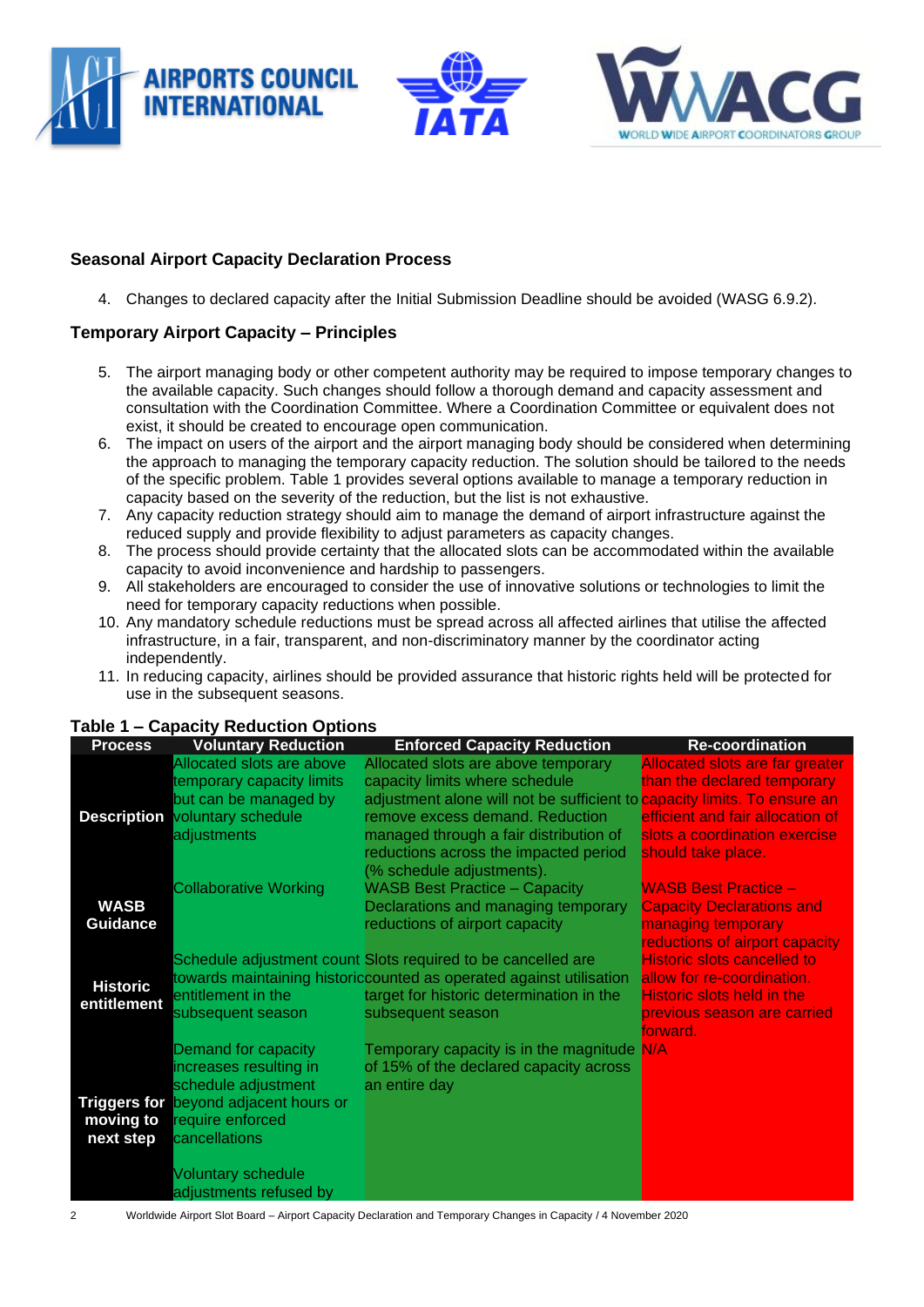### Seasonal Airport Capacity Declaration Process

4. Changes to declared capacity after the Initial Submission Deadline should be avoided (WASG 6.9.2).

### Temporary Airport Capacity – Principles

5. The airport managing body or other competent authority may be required to impose temporary changes to the available capacity. Such changes should follow a thorough demand and capacity assessment and consultation with the Coordination Committee. Where a Coordination Committee or equivalent does not exist, it should be created to encourage open communication.
6. The impact on users of the airport and the airport managing body should be considered when determining the approach to managing the temporary capacity reduction. The solution should be tailored to the needs of the specific problem. Table 1 provides several options available to manage a temporary reduction in capacity based on the severity of the reduction, but the list is not exhaustive.
7. Any capacity reduction strategy should aim to manage the demand of airport infrastructure against the reduced supply and provide flexibility to adjust parameters as capacity changes.
8. The process should provide certainty that the allocated slots can be accommodated within the available capacity to avoid inconvenience and hardship to passengers.
9. All stakeholders are encouraged to consider the use of innovative solutions or technologies to limit the need for temporary capacity reductions when possible.
10. Any mandatory schedule reductions must be spread across all affected airlines that utilise the affected infrastructure, in a fair, transparent, and non-discriminatory manner by the coordinator acting independently.
11. In reducing capacity, airlines should be provided assurance that historic rights held will be protected for use in the subsequent seasons.

**Table 1 – Capacity Reduction Options**

| Process | Voluntary Reduction | Enforced Capacity Reduction | Re-coordination |
|---|---|---|---|
| **Description** | Allocated slots are above temporary capacity limits but can be managed by voluntary schedule adjustments | Allocated slots are above temporary capacity limits where schedule adjustment alone will not be sufficient to remove excess demand. Reduction managed through a fair distribution of reductions across the impacted period (% schedule adjustments). | Allocated slots are far greater than the declared temporary capacity limits. To ensure an efficient and fair allocation of slots a coordination exercise should take place. |
| **WASB Guidance** | Collaborative Working | WASB Best Practice – Capacity Declarations and managing temporary reductions of airport capacity | WASB Best Practice – Capacity Declarations and managing temporary reductions of airport capacity |
| **Historic entitlement** | Schedule adjustment count towards maintaining historic entitlement in the subsequent season | Slots required to be cancelled are counted as operated against utilisation target for historic determination in the subsequent season | Historic slots cancelled to allow for re-coordination. Historic slots held in the previous season are carried forward. |
| **Triggers for moving to next step** | Demand for capacity increases resulting in schedule adjustment beyond adjacent hours or require enforced cancellations<br><br>Voluntary schedule adjustments refused by | Temporary capacity is in the magnitude of 15% of the declared capacity across an entire day | N/A |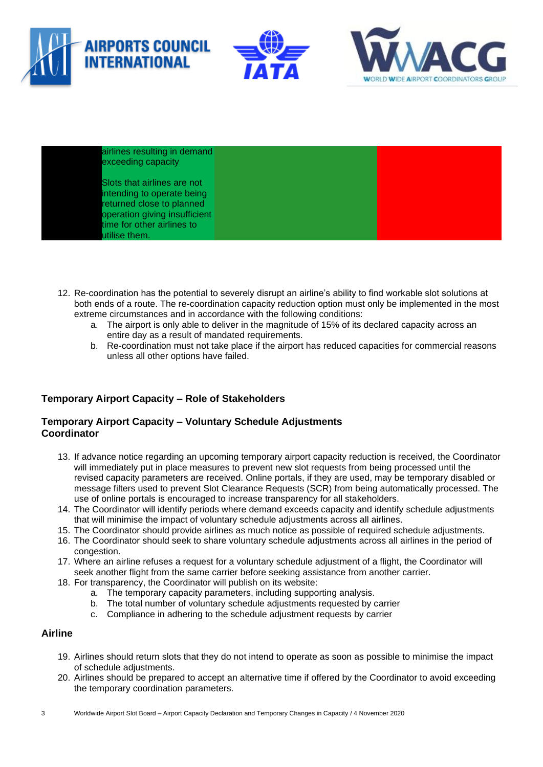| | airlines resulting in demand exceeding capacity<br><br>Slots that airlines are not intending to operate being returned close to planned operation giving insufficient time for other airlines to utilise them. | | |
|---|---|---|---|

12. Re-coordination has the potential to severely disrupt an airline's ability to find workable slot solutions at both ends of a route. The re-coordination capacity reduction option must only be implemented in the most extreme circumstances and in accordance with the following conditions:
    a. The airport is only able to deliver in the magnitude of 15% of its declared capacity across an entire day as a result of mandated requirements.
    b. Re-coordination must not take place if the airport has reduced capacities for commercial reasons unless all other options have failed.

## Temporary Airport Capacity – Role of Stakeholders

## Temporary Airport Capacity – Voluntary Schedule Adjustments

### Coordinator

13. If advance notice regarding an upcoming temporary airport capacity reduction is received, the Coordinator will immediately put in place measures to prevent new slot requests from being processed until the revised capacity parameters are received. Online portals, if they are used, may be temporary disabled or message filters used to prevent Slot Clearance Requests (SCR) from being automatically processed. The use of online portals is encouraged to increase transparency for all stakeholders.
14. The Coordinator will identify periods where demand exceeds capacity and identify schedule adjustments that will minimise the impact of voluntary schedule adjustments across all airlines.
15. The Coordinator should provide airlines as much notice as possible of required schedule adjustments.
16. The Coordinator should seek to share voluntary schedule adjustments across all airlines in the period of congestion.
17. Where an airline refuses a request for a voluntary schedule adjustment of a flight, the Coordinator will seek another flight from the same carrier before seeking assistance from another carrier.
18. For transparency, the Coordinator will publish on its website:
    a. The temporary capacity parameters, including supporting analysis.
    b. The total number of voluntary schedule adjustments requested by carrier
    c. Compliance in adhering to the schedule adjustment requests by carrier

### Airline

19. Airlines should return slots that they do not intend to operate as soon as possible to minimise the impact of schedule adjustments.
20. Airlines should be prepared to accept an alternative time if offered by the Coordinator to avoid exceeding the temporary coordination parameters.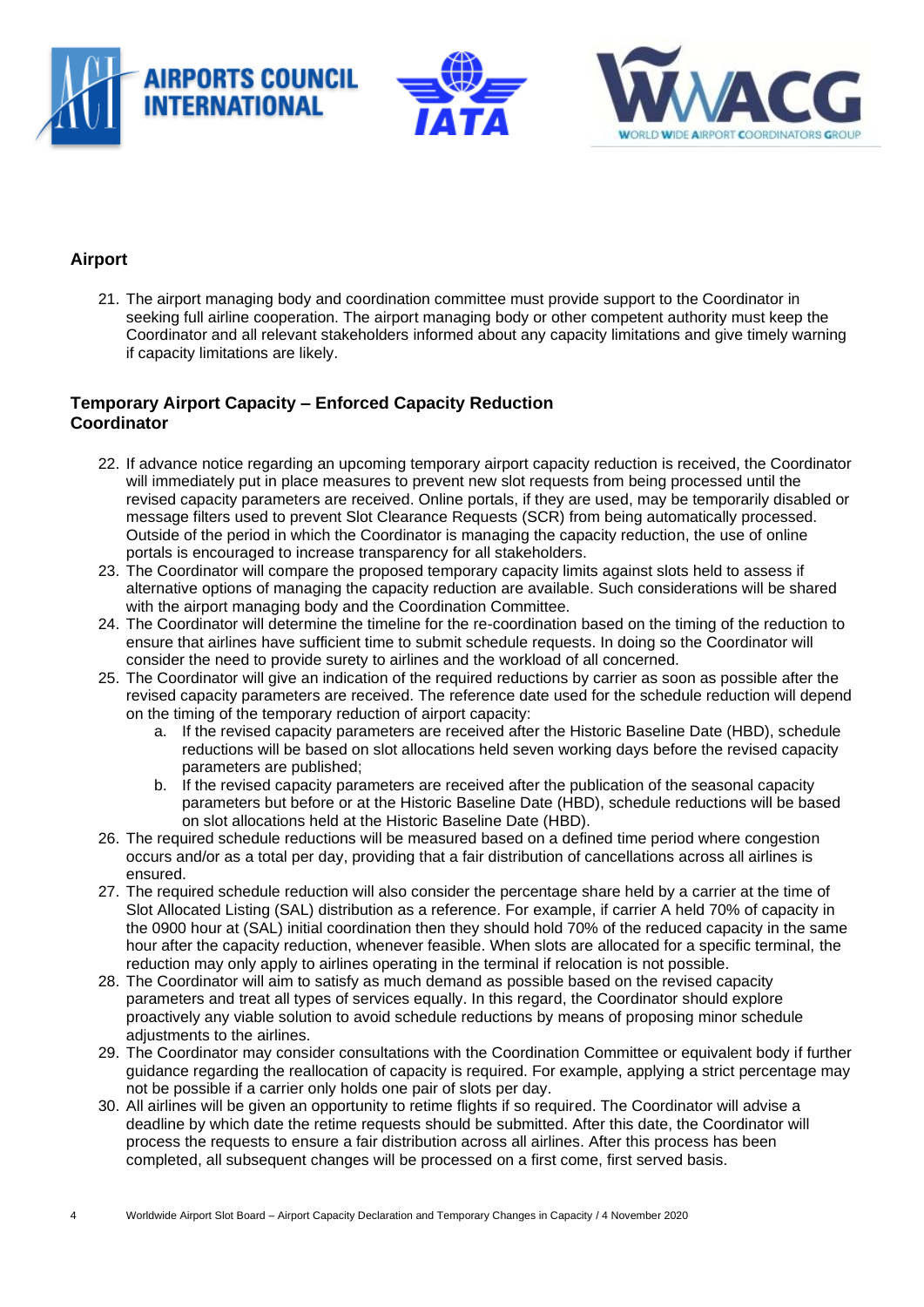### Airport

21. The airport managing body and coordination committee must provide support to the Coordinator in seeking full airline cooperation. The airport managing body or other competent authority must keep the Coordinator and all relevant stakeholders informed about any capacity limitations and give timely warning if capacity limitations are likely.

### Temporary Airport Capacity – Enforced Capacity Reduction
### Coordinator

22. If advance notice regarding an upcoming temporary airport capacity reduction is received, the Coordinator will immediately put in place measures to prevent new slot requests from being processed until the revised capacity parameters are received. Online portals, if they are used, may be temporarily disabled or message filters used to prevent Slot Clearance Requests (SCR) from being automatically processed. Outside of the period in which the Coordinator is managing the capacity reduction, the use of online portals is encouraged to increase transparency for all stakeholders.
23. The Coordinator will compare the proposed temporary capacity limits against slots held to assess if alternative options of managing the capacity reduction are available. Such considerations will be shared with the airport managing body and the Coordination Committee.
24. The Coordinator will determine the timeline for the re-coordination based on the timing of the reduction to ensure that airlines have sufficient time to submit schedule requests. In doing so the Coordinator will consider the need to provide surety to airlines and the workload of all concerned.
25. The Coordinator will give an indication of the required reductions by carrier as soon as possible after the revised capacity parameters are received. The reference date used for the schedule reduction will depend on the timing of the temporary reduction of airport capacity:
    a. If the revised capacity parameters are received after the Historic Baseline Date (HBD), schedule reductions will be based on slot allocations held seven working days before the revised capacity parameters are published;
    b. If the revised capacity parameters are received after the publication of the seasonal capacity parameters but before or at the Historic Baseline Date (HBD), schedule reductions will be based on slot allocations held at the Historic Baseline Date (HBD).
26. The required schedule reductions will be measured based on a defined time period where congestion occurs and/or as a total per day, providing that a fair distribution of cancellations across all airlines is ensured.
27. The required schedule reduction will also consider the percentage share held by a carrier at the time of Slot Allocated Listing (SAL) distribution as a reference. For example, if carrier A held 70% of capacity in the 0900 hour at (SAL) initial coordination then they should hold 70% of the reduced capacity in the same hour after the capacity reduction, whenever feasible. When slots are allocated for a specific terminal, the reduction may only apply to airlines operating in the terminal if relocation is not possible.
28. The Coordinator will aim to satisfy as much demand as possible based on the revised capacity parameters and treat all types of services equally. In this regard, the Coordinator should explore proactively any viable solution to avoid schedule reductions by means of proposing minor schedule adjustments to the airlines.
29. The Coordinator may consider consultations with the Coordination Committee or equivalent body if further guidance regarding the reallocation of capacity is required. For example, applying a strict percentage may not be possible if a carrier only holds one pair of slots per day.
30. All airlines will be given an opportunity to retime flights if so required. The Coordinator will advise a deadline by which date the retime requests should be submitted. After this date, the Coordinator will process the requests to ensure a fair distribution across all airlines. After this process has been completed, all subsequent changes will be processed on a first come, first served basis.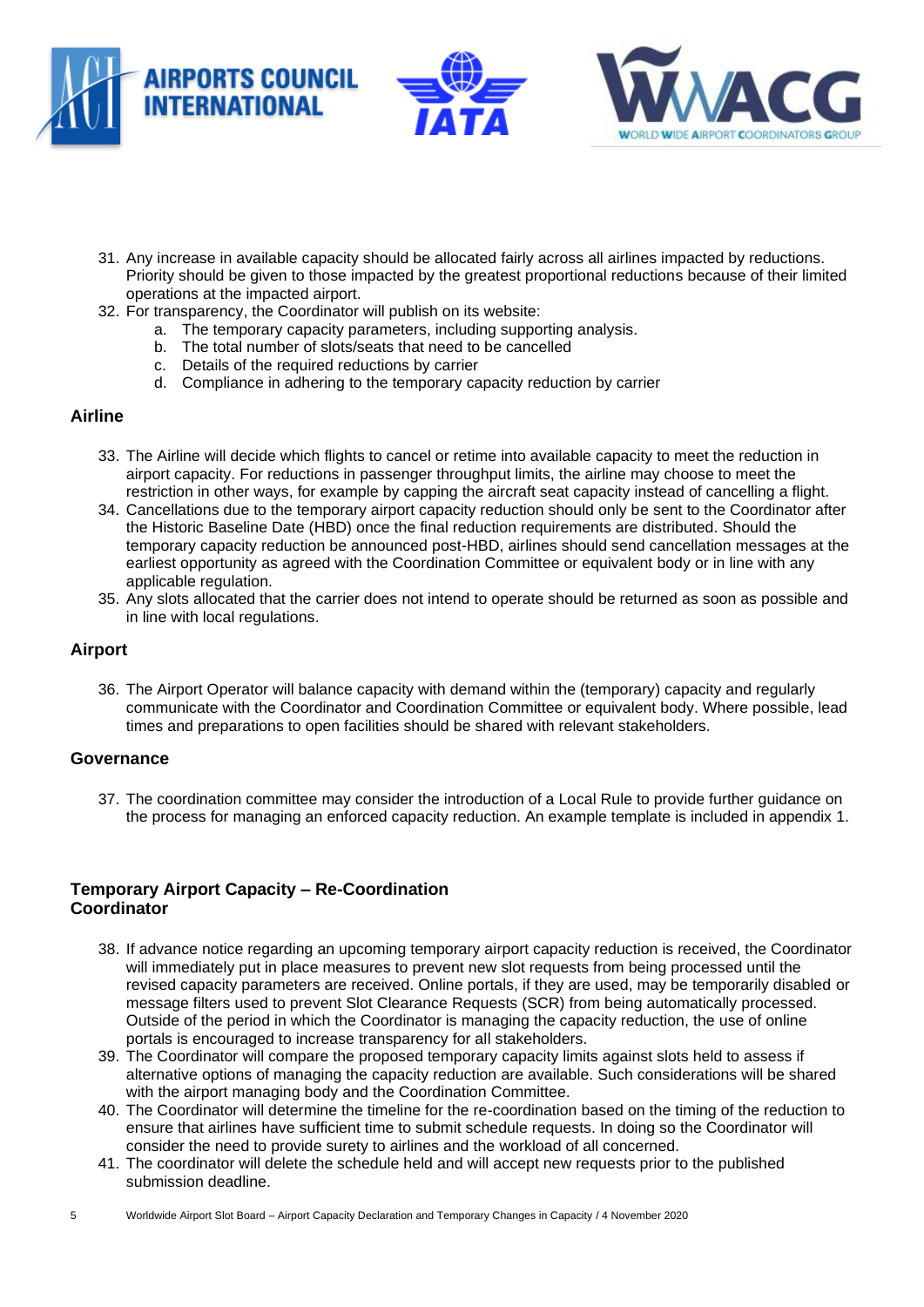31. Any increase in available capacity should be allocated fairly across all airlines impacted by reductions. Priority should be given to those impacted by the greatest proportional reductions because of their limited operations at the impacted airport.
32. For transparency, the Coordinator will publish on its website:
    a. The temporary capacity parameters, including supporting analysis.
    b. The total number of slots/seats that need to be cancelled
    c. Details of the required reductions by carrier
    d. Compliance in adhering to the temporary capacity reduction by carrier

### Airline

33. The Airline will decide which flights to cancel or retime into available capacity to meet the reduction in airport capacity. For reductions in passenger throughput limits, the airline may choose to meet the restriction in other ways, for example by capping the aircraft seat capacity instead of cancelling a flight.
34. Cancellations due to the temporary airport capacity reduction should only be sent to the Coordinator after the Historic Baseline Date (HBD) once the final reduction requirements are distributed. Should the temporary capacity reduction be announced post-HBD, airlines should send cancellation messages at the earliest opportunity as agreed with the Coordination Committee or equivalent body or in line with any applicable regulation.
35. Any slots allocated that the carrier does not intend to operate should be returned as soon as possible and in line with local regulations.

### Airport

36. The Airport Operator will balance capacity with demand within the (temporary) capacity and regularly communicate with the Coordinator and Coordination Committee or equivalent body. Where possible, lead times and preparations to open facilities should be shared with relevant stakeholders.

### Governance

37. The coordination committee may consider the introduction of a Local Rule to provide further guidance on the process for managing an enforced capacity reduction. An example template is included in appendix 1.

## Temporary Airport Capacity – Re-Coordination

### Coordinator

38. If advance notice regarding an upcoming temporary airport capacity reduction is received, the Coordinator will immediately put in place measures to prevent new slot requests from being processed until the revised capacity parameters are received. Online portals, if they are used, may be temporarily disabled or message filters used to prevent Slot Clearance Requests (SCR) from being automatically processed. Outside of the period in which the Coordinator is managing the capacity reduction, the use of online portals is encouraged to increase transparency for all stakeholders.
39. The Coordinator will compare the proposed temporary capacity limits against slots held to assess if alternative options of managing the capacity reduction are available. Such considerations will be shared with the airport managing body and the Coordination Committee.
40. The Coordinator will determine the timeline for the re-coordination based on the timing of the reduction to ensure that airlines have sufficient time to submit schedule requests. In doing so the Coordinator will consider the need to provide surety to airlines and the workload of all concerned.
41. The coordinator will delete the schedule held and will accept new requests prior to the published submission deadline.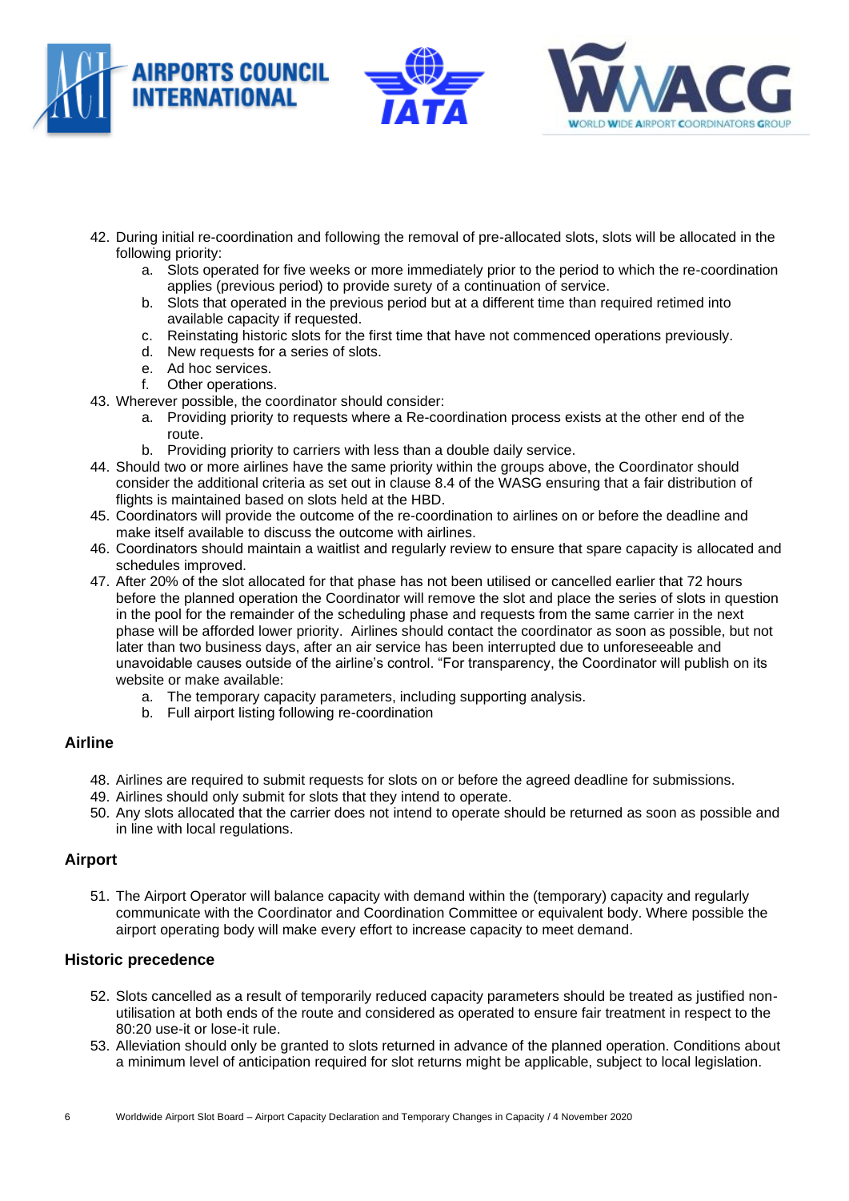42. During initial re-coordination and following the removal of pre-allocated slots, slots will be allocated in the following priority:
    a. Slots operated for five weeks or more immediately prior to the period to which the re-coordination applies (previous period) to provide surety of a continuation of service.
    b. Slots that operated in the previous period but at a different time than required retimed into available capacity if requested.
    c. Reinstating historic slots for the first time that have not commenced operations previously.
    d. New requests for a series of slots.
    e. Ad hoc services.
    f. Other operations.
43. Wherever possible, the coordinator should consider:
    a. Providing priority to requests where a Re-coordination process exists at the other end of the route.
    b. Providing priority to carriers with less than a double daily service.
44. Should two or more airlines have the same priority within the groups above, the Coordinator should consider the additional criteria as set out in clause 8.4 of the WASG ensuring that a fair distribution of flights is maintained based on slots held at the HBD.
45. Coordinators will provide the outcome of the re-coordination to airlines on or before the deadline and make itself available to discuss the outcome with airlines.
46. Coordinators should maintain a waitlist and regularly review to ensure that spare capacity is allocated and schedules improved.
47. After 20% of the slot allocated for that phase has not been utilised or cancelled earlier that 72 hours before the planned operation the Coordinator will remove the slot and place the series of slots in question in the pool for the remainder of the scheduling phase and requests from the same carrier in the next phase will be afforded lower priority. Airlines should contact the coordinator as soon as possible, but not later than two business days, after an air service has been interrupted due to unforeseeable and unavoidable causes outside of the airline's control. "For transparency, the Coordinator will publish on its website or make available:
    a. The temporary capacity parameters, including supporting analysis.
    b. Full airport listing following re-coordination

### Airline

48. Airlines are required to submit requests for slots on or before the agreed deadline for submissions.
49. Airlines should only submit for slots that they intend to operate.
50. Any slots allocated that the carrier does not intend to operate should be returned as soon as possible and in line with local regulations.

### Airport

51. The Airport Operator will balance capacity with demand within the (temporary) capacity and regularly communicate with the Coordinator and Coordination Committee or equivalent body. Where possible the airport operating body will make every effort to increase capacity to meet demand.

### Historic precedence

52. Slots cancelled as a result of temporarily reduced capacity parameters should be treated as justified non-utilisation at both ends of the route and considered as operated to ensure fair treatment in respect to the 80:20 use-it or lose-it rule.
53. Alleviation should only be granted to slots returned in advance of the planned operation. Conditions about a minimum level of anticipation required for slot returns might be applicable, subject to local legislation.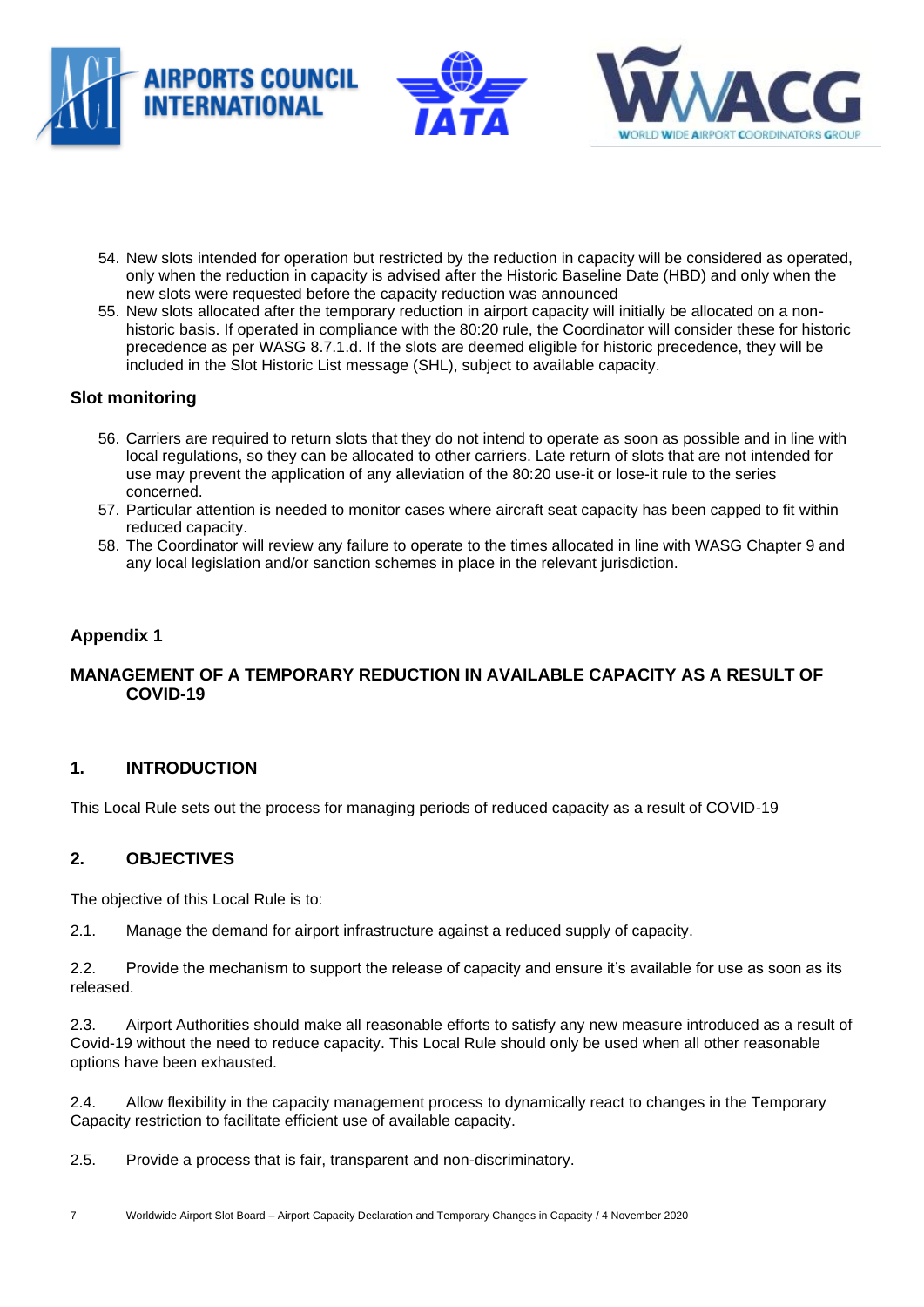54. New slots intended for operation but restricted by the reduction in capacity will be considered as operated, only when the reduction in capacity is advised after the Historic Baseline Date (HBD) and only when the new slots were requested before the capacity reduction was announced
55. New slots allocated after the temporary reduction in airport capacity will initially be allocated on a non-historic basis. If operated in compliance with the 80:20 rule, the Coordinator will consider these for historic precedence as per WASG 8.7.1.d. If the slots are deemed eligible for historic precedence, they will be included in the Slot Historic List message (SHL), subject to available capacity.

### Slot monitoring

56. Carriers are required to return slots that they do not intend to operate as soon as possible and in line with local regulations, so they can be allocated to other carriers. Late return of slots that are not intended for use may prevent the application of any alleviation of the 80:20 use-it or lose-it rule to the series concerned.
57. Particular attention is needed to monitor cases where aircraft seat capacity has been capped to fit within reduced capacity.
58. The Coordinator will review any failure to operate to the times allocated in line with WASG Chapter 9 and any local legislation and/or sanction schemes in place in the relevant jurisdiction.

## Appendix 1

## MANAGEMENT OF A TEMPORARY REDUCTION IN AVAILABLE CAPACITY AS A RESULT OF COVID-19

### 1. INTRODUCTION

This Local Rule sets out the process for managing periods of reduced capacity as a result of COVID-19

### 2. OBJECTIVES

The objective of this Local Rule is to:

2.1. Manage the demand for airport infrastructure against a reduced supply of capacity.

2.2. Provide the mechanism to support the release of capacity and ensure it's available for use as soon as its released.

2.3. Airport Authorities should make all reasonable efforts to satisfy any new measure introduced as a result of Covid-19 without the need to reduce capacity. This Local Rule should only be used when all other reasonable options have been exhausted.

2.4. Allow flexibility in the capacity management process to dynamically react to changes in the Temporary Capacity restriction to facilitate efficient use of available capacity.

2.5. Provide a process that is fair, transparent and non-discriminatory.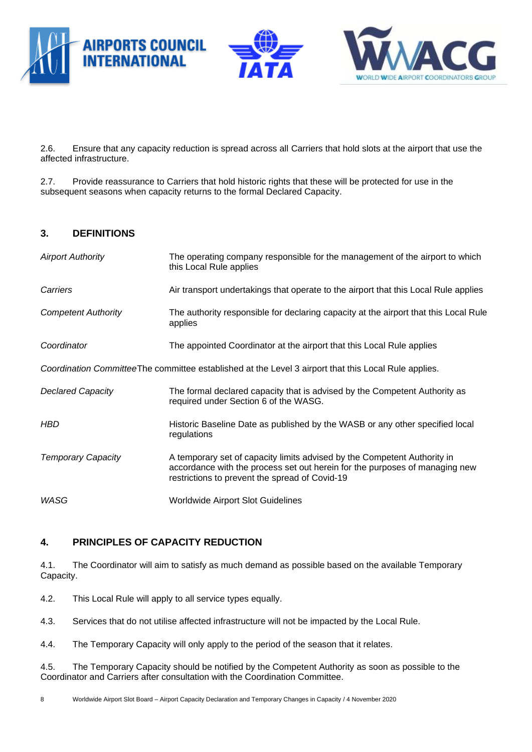2.6. Ensure that any capacity reduction is spread across all Carriers that hold slots at the airport that use the affected infrastructure.

2.7. Provide reassurance to Carriers that hold historic rights that these will be protected for use in the subsequent seasons when capacity returns to the formal Declared Capacity.

## 3. DEFINITIONS

| | |
|---|---|
| *Airport Authority* | The operating company responsible for the management of the airport to which this Local Rule applies |
| *Carriers* | Air transport undertakings that operate to the airport that this Local Rule applies |
| *Competent Authority* | The authority responsible for declaring capacity at the airport that this Local Rule applies |
| *Coordinator* | The appointed Coordinator at the airport that this Local Rule applies |
| *Coordination Committee* | The committee established at the Level 3 airport that this Local Rule applies. |
| *Declared Capacity* | The formal declared capacity that is advised by the Competent Authority as required under Section 6 of the WASG. |
| *HBD* | Historic Baseline Date as published by the WASB or any other specified local regulations |
| *Temporary Capacity* | A temporary set of capacity limits advised by the Competent Authority in accordance with the process set out herein for the purposes of managing new restrictions to prevent the spread of Covid-19 |
| *WASG* | Worldwide Airport Slot Guidelines |

## 4. PRINCIPLES OF CAPACITY REDUCTION

4.1. The Coordinator will aim to satisfy as much demand as possible based on the available Temporary Capacity.

4.2. This Local Rule will apply to all service types equally.

4.3. Services that do not utilise affected infrastructure will not be impacted by the Local Rule.

4.4. The Temporary Capacity will only apply to the period of the season that it relates.

4.5. The Temporary Capacity should be notified by the Competent Authority as soon as possible to the Coordinator and Carriers after consultation with the Coordination Committee.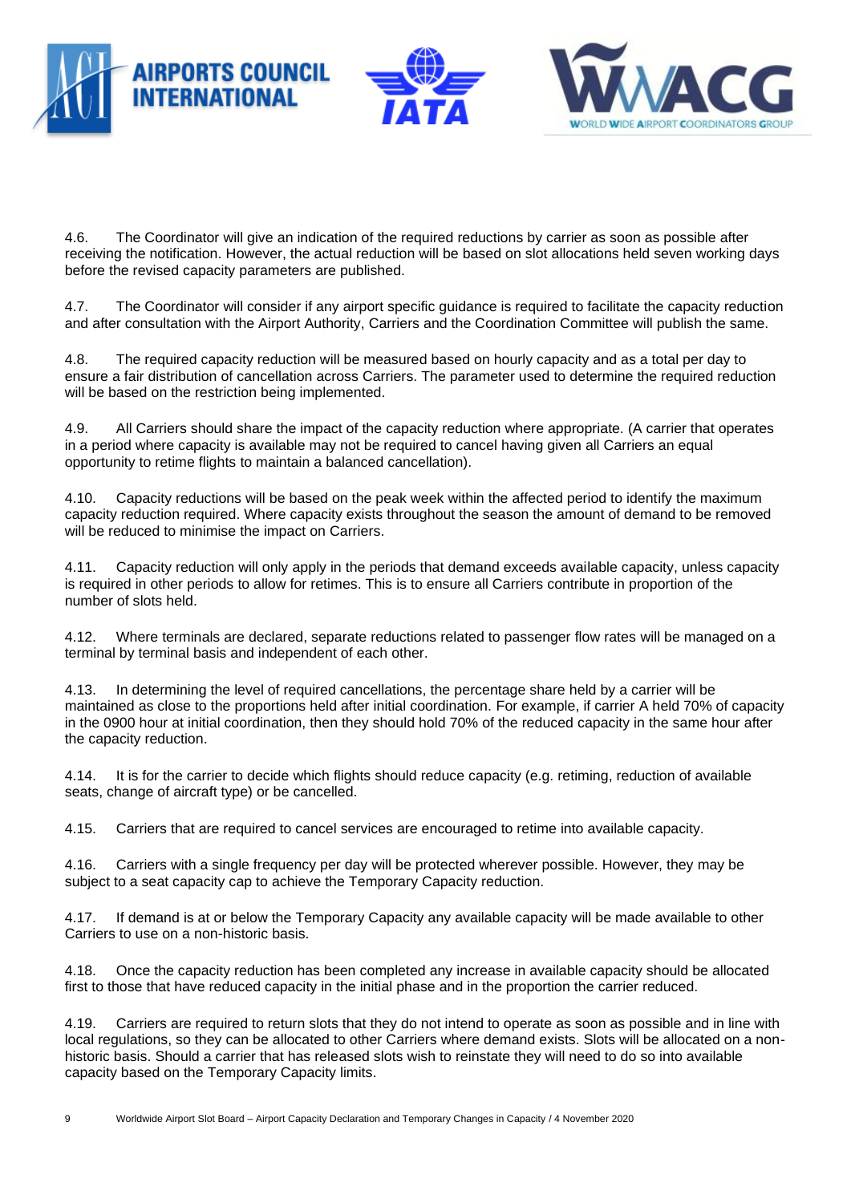4.6. The Coordinator will give an indication of the required reductions by carrier as soon as possible after receiving the notification. However, the actual reduction will be based on slot allocations held seven working days before the revised capacity parameters are published.

4.7. The Coordinator will consider if any airport specific guidance is required to facilitate the capacity reduction and after consultation with the Airport Authority, Carriers and the Coordination Committee will publish the same.

4.8. The required capacity reduction will be measured based on hourly capacity and as a total per day to ensure a fair distribution of cancellation across Carriers. The parameter used to determine the required reduction will be based on the restriction being implemented.

4.9. All Carriers should share the impact of the capacity reduction where appropriate. (A carrier that operates in a period where capacity is available may not be required to cancel having given all Carriers an equal opportunity to retime flights to maintain a balanced cancellation).

4.10. Capacity reductions will be based on the peak week within the affected period to identify the maximum capacity reduction required. Where capacity exists throughout the season the amount of demand to be removed will be reduced to minimise the impact on Carriers.

4.11. Capacity reduction will only apply in the periods that demand exceeds available capacity, unless capacity is required in other periods to allow for retimes. This is to ensure all Carriers contribute in proportion of the number of slots held.

4.12. Where terminals are declared, separate reductions related to passenger flow rates will be managed on a terminal by terminal basis and independent of each other.

4.13. In determining the level of required cancellations, the percentage share held by a carrier will be maintained as close to the proportions held after initial coordination. For example, if carrier A held 70% of capacity in the 0900 hour at initial coordination, then they should hold 70% of the reduced capacity in the same hour after the capacity reduction.

4.14. It is for the carrier to decide which flights should reduce capacity (e.g. retiming, reduction of available seats, change of aircraft type) or be cancelled.

4.15. Carriers that are required to cancel services are encouraged to retime into available capacity.

4.16. Carriers with a single frequency per day will be protected wherever possible. However, they may be subject to a seat capacity cap to achieve the Temporary Capacity reduction.

4.17. If demand is at or below the Temporary Capacity any available capacity will be made available to other Carriers to use on a non-historic basis.

4.18. Once the capacity reduction has been completed any increase in available capacity should be allocated first to those that have reduced capacity in the initial phase and in the proportion the carrier reduced.

4.19. Carriers are required to return slots that they do not intend to operate as soon as possible and in line with local regulations, so they can be allocated to other Carriers where demand exists. Slots will be allocated on a non-historic basis. Should a carrier that has released slots wish to reinstate they will need to do so into available capacity based on the Temporary Capacity limits.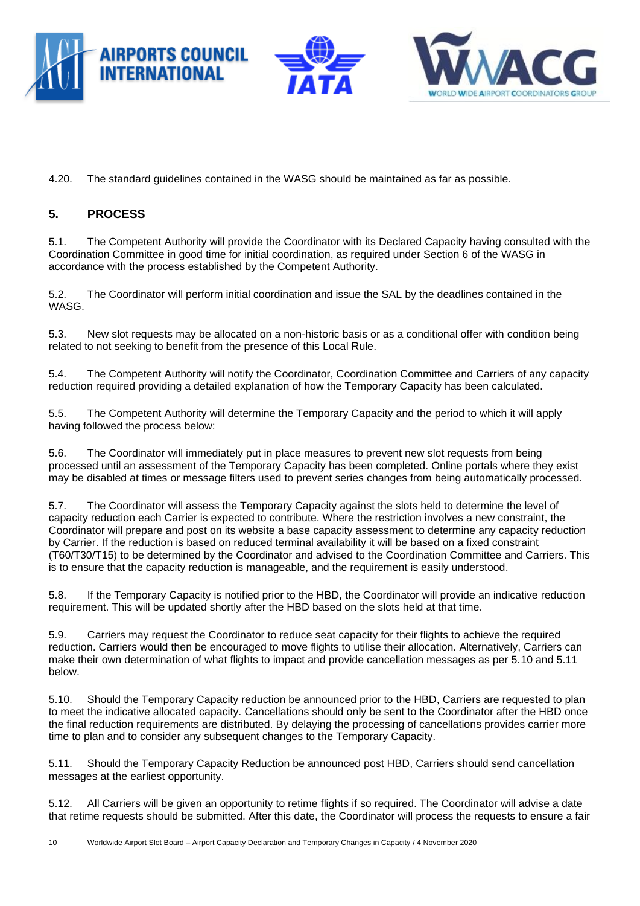4.20. The standard guidelines contained in the WASG should be maintained as far as possible.

## 5. PROCESS

5.1. The Competent Authority will provide the Coordinator with its Declared Capacity having consulted with the Coordination Committee in good time for initial coordination, as required under Section 6 of the WASG in accordance with the process established by the Competent Authority.

5.2. The Coordinator will perform initial coordination and issue the SAL by the deadlines contained in the WASG.

5.3. New slot requests may be allocated on a non-historic basis or as a conditional offer with condition being related to not seeking to benefit from the presence of this Local Rule.

5.4. The Competent Authority will notify the Coordinator, Coordination Committee and Carriers of any capacity reduction required providing a detailed explanation of how the Temporary Capacity has been calculated.

5.5. The Competent Authority will determine the Temporary Capacity and the period to which it will apply having followed the process below:

5.6. The Coordinator will immediately put in place measures to prevent new slot requests from being processed until an assessment of the Temporary Capacity has been completed. Online portals where they exist may be disabled at times or message filters used to prevent series changes from being automatically processed.

5.7. The Coordinator will assess the Temporary Capacity against the slots held to determine the level of capacity reduction each Carrier is expected to contribute. Where the restriction involves a new constraint, the Coordinator will prepare and post on its website a base capacity assessment to determine any capacity reduction by Carrier. If the reduction is based on reduced terminal availability it will be based on a fixed constraint (T60/T30/T15) to be determined by the Coordinator and advised to the Coordination Committee and Carriers. This is to ensure that the capacity reduction is manageable, and the requirement is easily understood.

5.8. If the Temporary Capacity is notified prior to the HBD, the Coordinator will provide an indicative reduction requirement. This will be updated shortly after the HBD based on the slots held at that time.

5.9. Carriers may request the Coordinator to reduce seat capacity for their flights to achieve the required reduction. Carriers would then be encouraged to move flights to utilise their allocation. Alternatively, Carriers can make their own determination of what flights to impact and provide cancellation messages as per 5.10 and 5.11 below.

5.10. Should the Temporary Capacity reduction be announced prior to the HBD, Carriers are requested to plan to meet the indicative allocated capacity. Cancellations should only be sent to the Coordinator after the HBD once the final reduction requirements are distributed. By delaying the processing of cancellations provides carrier more time to plan and to consider any subsequent changes to the Temporary Capacity.

5.11. Should the Temporary Capacity Reduction be announced post HBD, Carriers should send cancellation messages at the earliest opportunity.

5.12. All Carriers will be given an opportunity to retime flights if so required. The Coordinator will advise a date that retime requests should be submitted. After this date, the Coordinator will process the requests to ensure a fair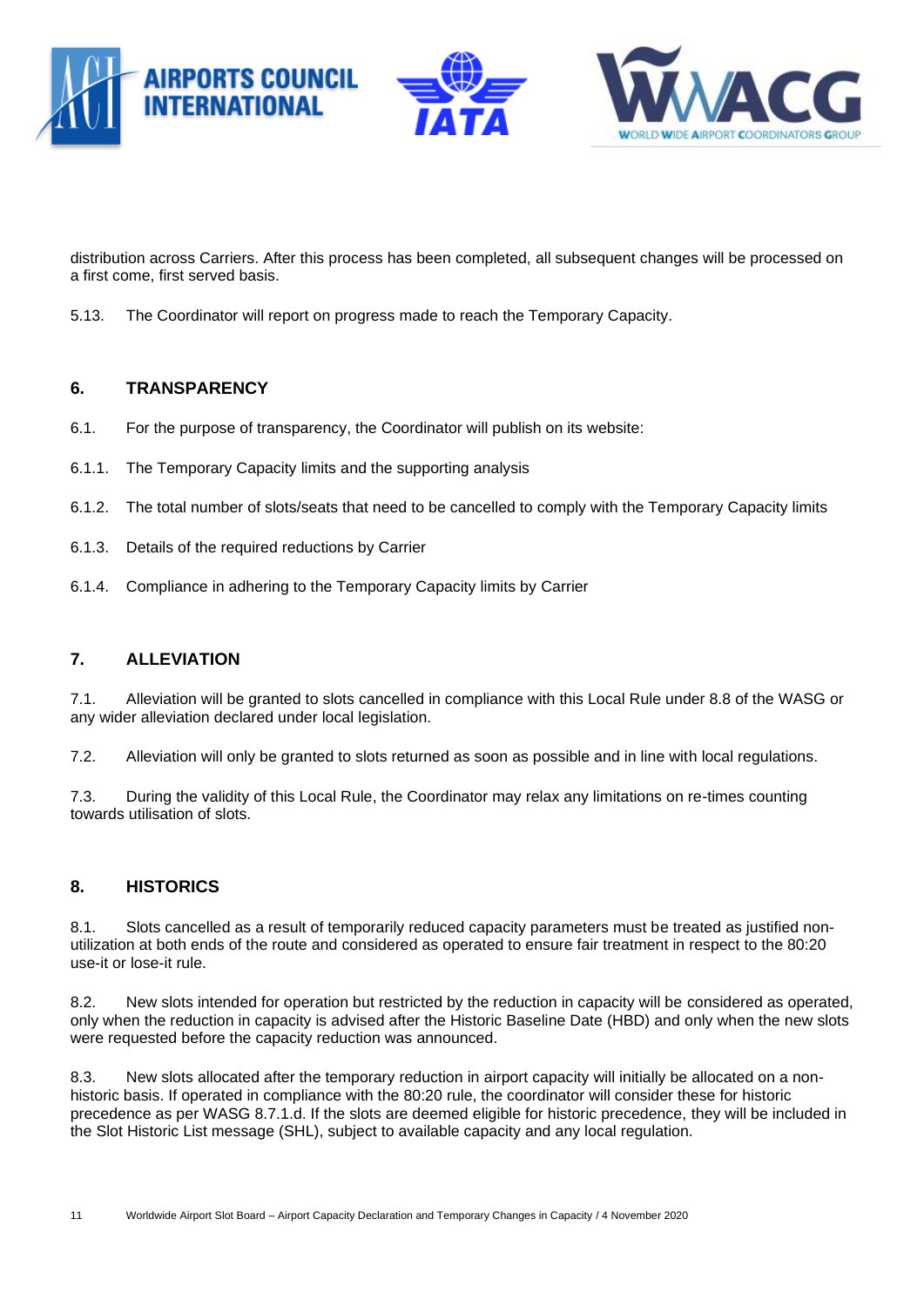distribution across Carriers. After this process has been completed, all subsequent changes will be processed on a first come, first served basis.

5.13. The Coordinator will report on progress made to reach the Temporary Capacity.

## 6. TRANSPARENCY

6.1. For the purpose of transparency, the Coordinator will publish on its website:

6.1.1. The Temporary Capacity limits and the supporting analysis

6.1.2. The total number of slots/seats that need to be cancelled to comply with the Temporary Capacity limits

6.1.3. Details of the required reductions by Carrier

6.1.4. Compliance in adhering to the Temporary Capacity limits by Carrier

## 7. ALLEVIATION

7.1. Alleviation will be granted to slots cancelled in compliance with this Local Rule under 8.8 of the WASG or any wider alleviation declared under local legislation.

7.2. Alleviation will only be granted to slots returned as soon as possible and in line with local regulations.

7.3. During the validity of this Local Rule, the Coordinator may relax any limitations on re-times counting towards utilisation of slots.

## 8. HISTORICS

8.1. Slots cancelled as a result of temporarily reduced capacity parameters must be treated as justified non-utilization at both ends of the route and considered as operated to ensure fair treatment in respect to the 80:20 use-it or lose-it rule.

8.2. New slots intended for operation but restricted by the reduction in capacity will be considered as operated, only when the reduction in capacity is advised after the Historic Baseline Date (HBD) and only when the new slots were requested before the capacity reduction was announced.

8.3. New slots allocated after the temporary reduction in airport capacity will initially be allocated on a non-historic basis. If operated in compliance with the 80:20 rule, the coordinator will consider these for historic precedence as per WASG 8.7.1.d. If the slots are deemed eligible for historic precedence, they will be included in the Slot Historic List message (SHL), subject to available capacity and any local regulation.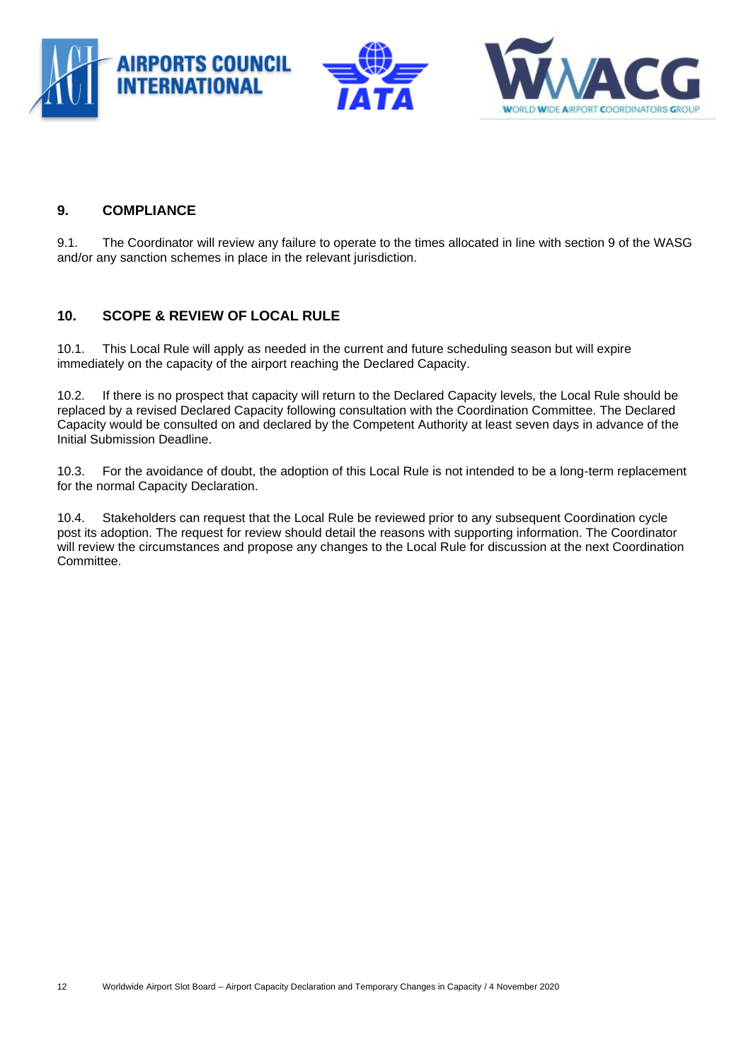## 9. COMPLIANCE

9.1. The Coordinator will review any failure to operate to the times allocated in line with section 9 of the WASG and/or any sanction schemes in place in the relevant jurisdiction.

## 10. SCOPE & REVIEW OF LOCAL RULE

10.1. This Local Rule will apply as needed in the current and future scheduling season but will expire immediately on the capacity of the airport reaching the Declared Capacity.

10.2. If there is no prospect that capacity will return to the Declared Capacity levels, the Local Rule should be replaced by a revised Declared Capacity following consultation with the Coordination Committee. The Declared Capacity would be consulted on and declared by the Competent Authority at least seven days in advance of the Initial Submission Deadline.

10.3. For the avoidance of doubt, the adoption of this Local Rule is not intended to be a long-term replacement for the normal Capacity Declaration.

10.4. Stakeholders can request that the Local Rule be reviewed prior to any subsequent Coordination cycle post its adoption. The request for review should detail the reasons with supporting information. The Coordinator will review the circumstances and propose any changes to the Local Rule for discussion at the next Coordination Committee.